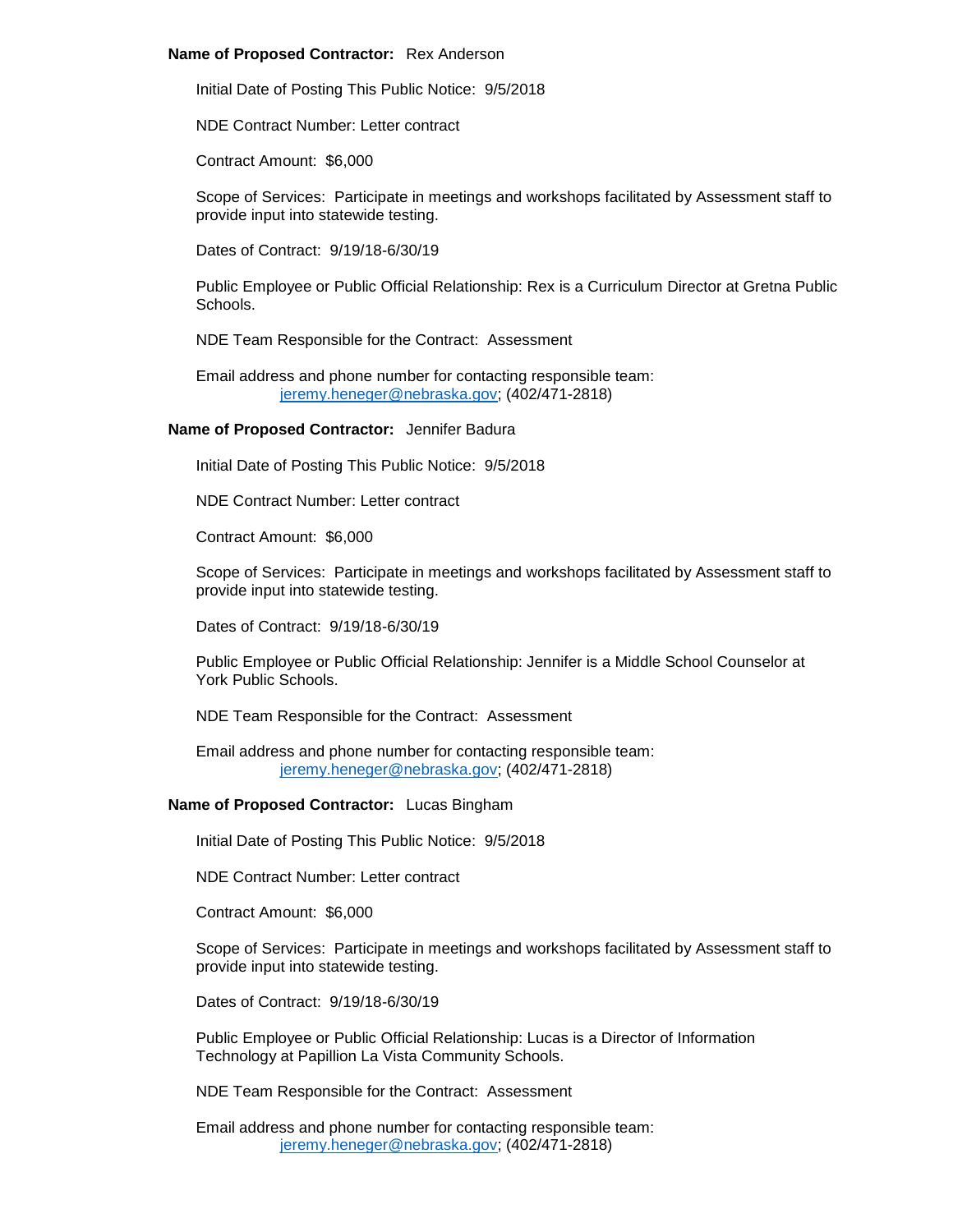**Name of Proposed Contractor:** Rex Anderson

Initial Date of Posting This Public Notice: 9/5/2018

NDE Contract Number: Letter contract

Contract Amount: $6,000

Scope of Services: Participate in meetings and workshops facilitated by Assessment staff to provide input into statewide testing.

Dates of Contract: 9/19/18-6/30/19

Public Employee or Public Official Relationship: Rex is a Curriculum Director at Gretna Public Schools.

NDE Team Responsible for the Contract: Assessment

Email address and phone number for contacting responsible team:
jeremy.heneger@nebraska.gov; (402/471-2818)

**Name of Proposed Contractor:** Jennifer Badura

Initial Date of Posting This Public Notice: 9/5/2018

NDE Contract Number: Letter contract

Contract Amount: $6,000

Scope of Services: Participate in meetings and workshops facilitated by Assessment staff to provide input into statewide testing.

Dates of Contract: 9/19/18-6/30/19

Public Employee or Public Official Relationship: Jennifer is a Middle School Counselor at York Public Schools.

NDE Team Responsible for the Contract: Assessment

Email address and phone number for contacting responsible team:
jeremy.heneger@nebraska.gov; (402/471-2818)

**Name of Proposed Contractor:** Lucas Bingham

Initial Date of Posting This Public Notice: 9/5/2018

NDE Contract Number: Letter contract

Contract Amount: $6,000

Scope of Services: Participate in meetings and workshops facilitated by Assessment staff to provide input into statewide testing.

Dates of Contract: 9/19/18-6/30/19

Public Employee or Public Official Relationship: Lucas is a Director of Information Technology at Papillion La Vista Community Schools.

NDE Team Responsible for the Contract: Assessment

Email address and phone number for contacting responsible team:
jeremy.heneger@nebraska.gov; (402/471-2818)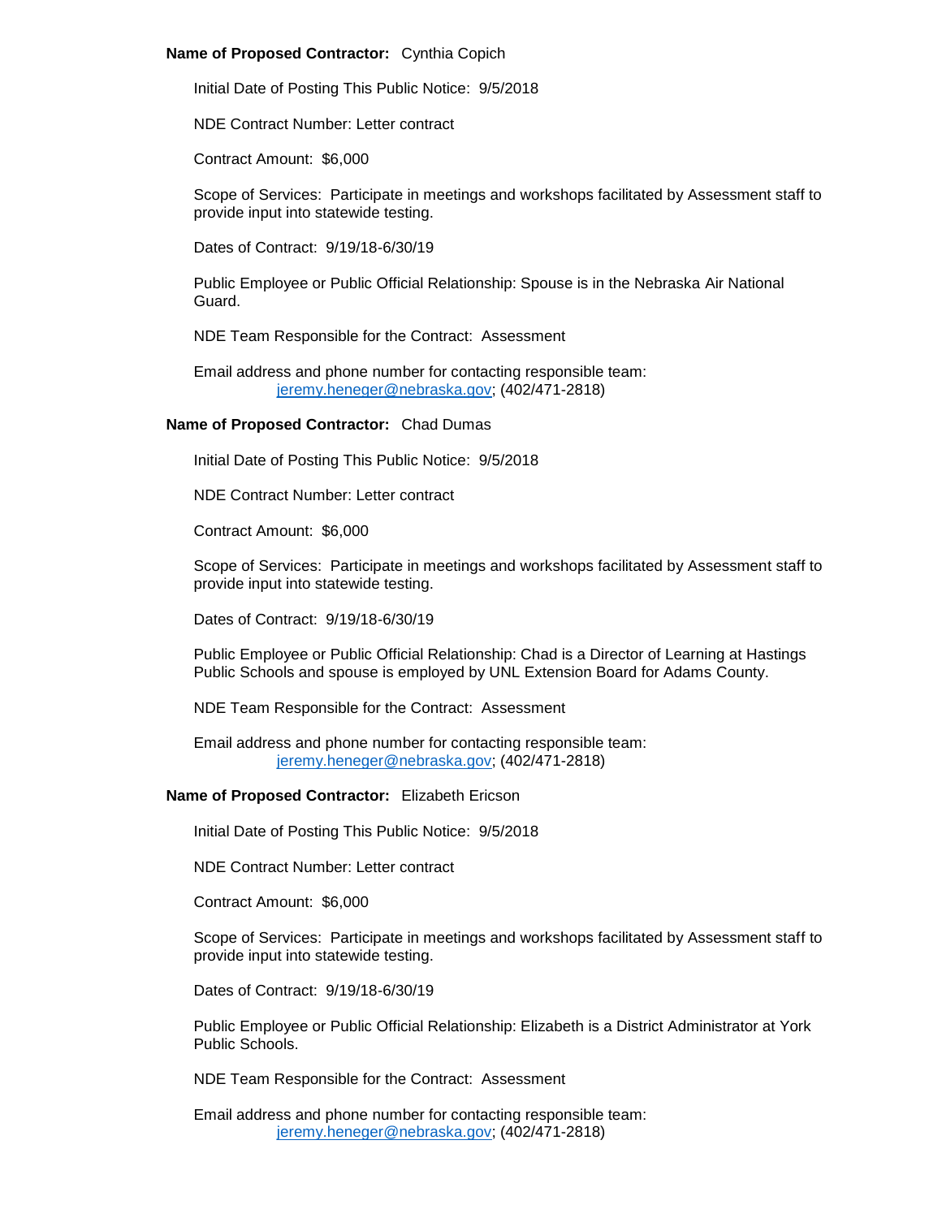**Name of Proposed Contractor:** Cynthia Copich

Initial Date of Posting This Public Notice: 9/5/2018

NDE Contract Number: Letter contract

Contract Amount: $6,000

Scope of Services: Participate in meetings and workshops facilitated by Assessment staff to provide input into statewide testing.

Dates of Contract: 9/19/18-6/30/19

Public Employee or Public Official Relationship: Spouse is in the Nebraska Air National Guard.

NDE Team Responsible for the Contract: Assessment

Email address and phone number for contacting responsible team:
jeremy.heneger@nebraska.gov; (402/471-2818)

**Name of Proposed Contractor:** Chad Dumas

Initial Date of Posting This Public Notice: 9/5/2018

NDE Contract Number: Letter contract

Contract Amount: $6,000

Scope of Services: Participate in meetings and workshops facilitated by Assessment staff to provide input into statewide testing.

Dates of Contract: 9/19/18-6/30/19

Public Employee or Public Official Relationship: Chad is a Director of Learning at Hastings Public Schools and spouse is employed by UNL Extension Board for Adams County.

NDE Team Responsible for the Contract: Assessment

Email address and phone number for contacting responsible team:
jeremy.heneger@nebraska.gov; (402/471-2818)

**Name of Proposed Contractor:** Elizabeth Ericson

Initial Date of Posting This Public Notice: 9/5/2018

NDE Contract Number: Letter contract

Contract Amount: $6,000

Scope of Services: Participate in meetings and workshops facilitated by Assessment staff to provide input into statewide testing.

Dates of Contract: 9/19/18-6/30/19

Public Employee or Public Official Relationship: Elizabeth is a District Administrator at York Public Schools.

NDE Team Responsible for the Contract: Assessment

Email address and phone number for contacting responsible team:
jeremy.heneger@nebraska.gov; (402/471-2818)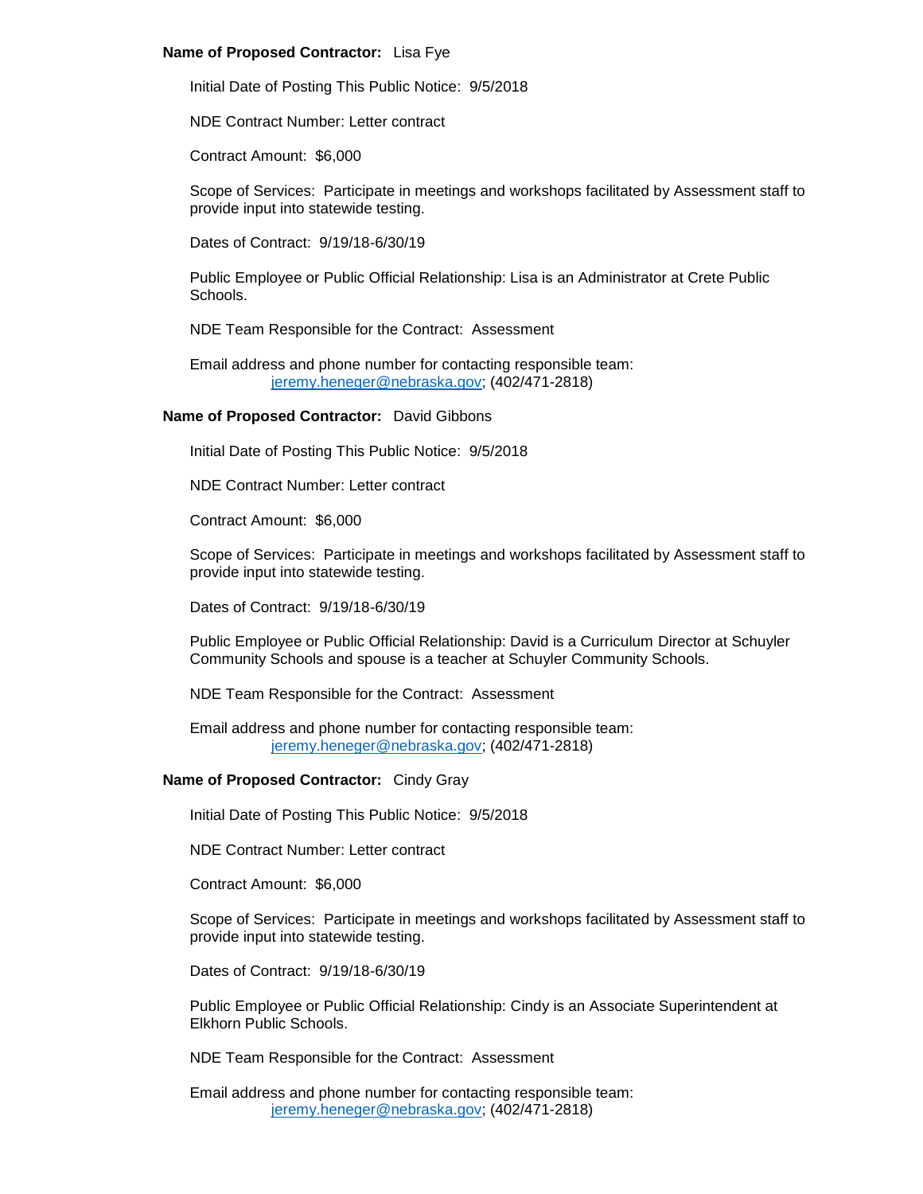**Name of Proposed Contractor:** Lisa Fye

Initial Date of Posting This Public Notice: 9/5/2018

NDE Contract Number: Letter contract

Contract Amount: $6,000

Scope of Services: Participate in meetings and workshops facilitated by Assessment staff to provide input into statewide testing.

Dates of Contract: 9/19/18-6/30/19

Public Employee or Public Official Relationship: Lisa is an Administrator at Crete Public Schools.

NDE Team Responsible for the Contract: Assessment

Email address and phone number for contacting responsible team:
jeremy.heneger@nebraska.gov; (402/471-2818)

**Name of Proposed Contractor:** David Gibbons

Initial Date of Posting This Public Notice: 9/5/2018

NDE Contract Number: Letter contract

Contract Amount: $6,000

Scope of Services: Participate in meetings and workshops facilitated by Assessment staff to provide input into statewide testing.

Dates of Contract: 9/19/18-6/30/19

Public Employee or Public Official Relationship: David is a Curriculum Director at Schuyler Community Schools and spouse is a teacher at Schuyler Community Schools.

NDE Team Responsible for the Contract: Assessment

Email address and phone number for contacting responsible team:
jeremy.heneger@nebraska.gov; (402/471-2818)

**Name of Proposed Contractor:** Cindy Gray

Initial Date of Posting This Public Notice: 9/5/2018

NDE Contract Number: Letter contract

Contract Amount: $6,000

Scope of Services: Participate in meetings and workshops facilitated by Assessment staff to provide input into statewide testing.

Dates of Contract: 9/19/18-6/30/19

Public Employee or Public Official Relationship: Cindy is an Associate Superintendent at Elkhorn Public Schools.

NDE Team Responsible for the Contract: Assessment

Email address and phone number for contacting responsible team:
jeremy.heneger@nebraska.gov; (402/471-2818)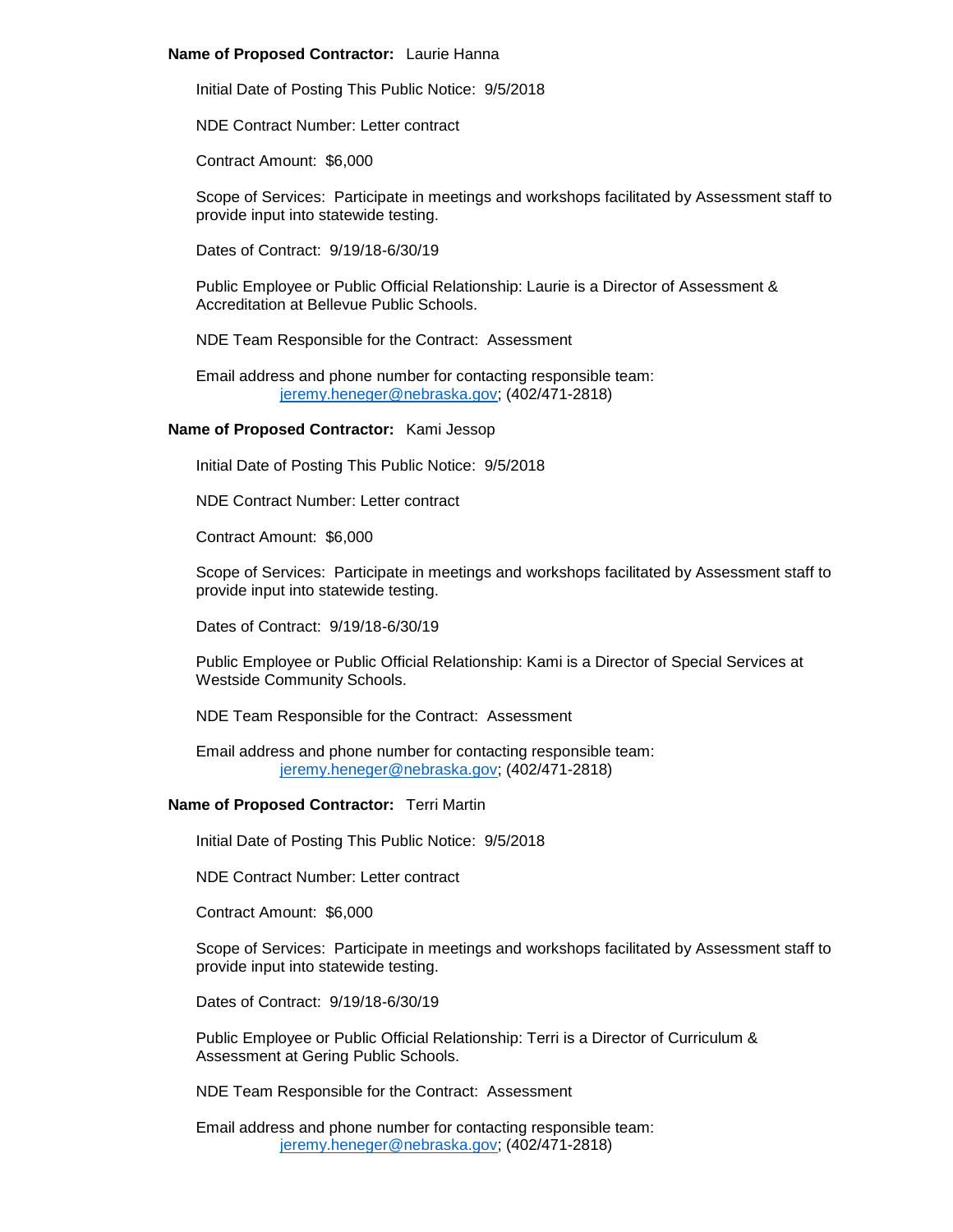**Name of Proposed Contractor:** Laurie Hanna

Initial Date of Posting This Public Notice: 9/5/2018

NDE Contract Number: Letter contract

Contract Amount: $6,000

Scope of Services: Participate in meetings and workshops facilitated by Assessment staff to provide input into statewide testing.

Dates of Contract: 9/19/18-6/30/19

Public Employee or Public Official Relationship: Laurie is a Director of Assessment & Accreditation at Bellevue Public Schools.

NDE Team Responsible for the Contract: Assessment

Email address and phone number for contacting responsible team:
jeremy.heneger@nebraska.gov; (402/471-2818)

**Name of Proposed Contractor:** Kami Jessop

Initial Date of Posting This Public Notice: 9/5/2018

NDE Contract Number: Letter contract

Contract Amount: $6,000

Scope of Services: Participate in meetings and workshops facilitated by Assessment staff to provide input into statewide testing.

Dates of Contract: 9/19/18-6/30/19

Public Employee or Public Official Relationship: Kami is a Director of Special Services at Westside Community Schools.

NDE Team Responsible for the Contract: Assessment

Email address and phone number for contacting responsible team:
jeremy.heneger@nebraska.gov; (402/471-2818)

**Name of Proposed Contractor:** Terri Martin

Initial Date of Posting This Public Notice: 9/5/2018

NDE Contract Number: Letter contract

Contract Amount: $6,000

Scope of Services: Participate in meetings and workshops facilitated by Assessment staff to provide input into statewide testing.

Dates of Contract: 9/19/18-6/30/19

Public Employee or Public Official Relationship: Terri is a Director of Curriculum & Assessment at Gering Public Schools.

NDE Team Responsible for the Contract: Assessment

Email address and phone number for contacting responsible team:
jeremy.heneger@nebraska.gov; (402/471-2818)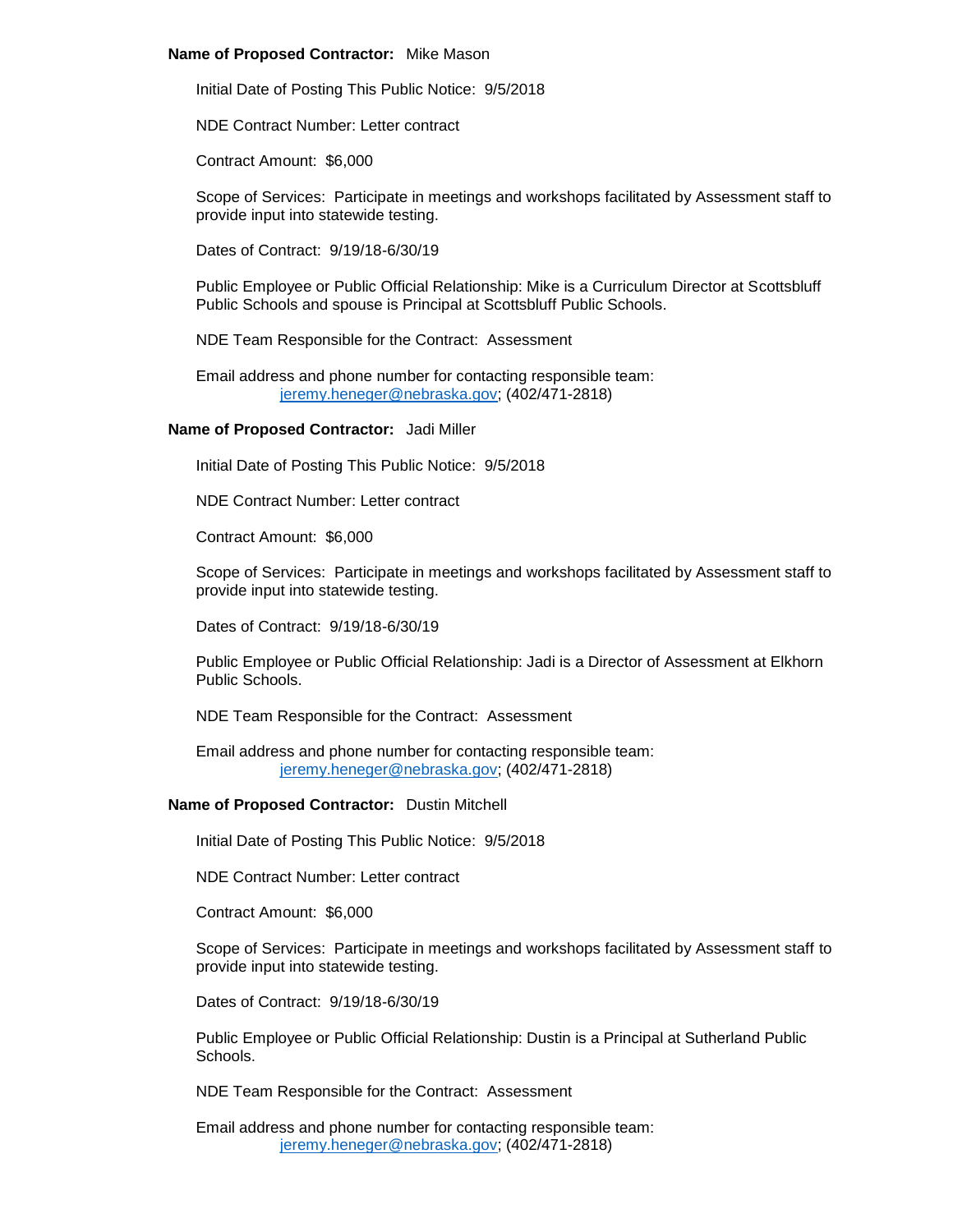**Name of Proposed Contractor:** Mike Mason

Initial Date of Posting This Public Notice: 9/5/2018

NDE Contract Number: Letter contract

Contract Amount: $6,000

Scope of Services: Participate in meetings and workshops facilitated by Assessment staff to provide input into statewide testing.

Dates of Contract: 9/19/18-6/30/19

Public Employee or Public Official Relationship: Mike is a Curriculum Director at Scottsbluff Public Schools and spouse is Principal at Scottsbluff Public Schools.

NDE Team Responsible for the Contract: Assessment

Email address and phone number for contacting responsible team:
jeremy.heneger@nebraska.gov; (402/471-2818)

**Name of Proposed Contractor:** Jadi Miller

Initial Date of Posting This Public Notice: 9/5/2018

NDE Contract Number: Letter contract

Contract Amount: $6,000

Scope of Services: Participate in meetings and workshops facilitated by Assessment staff to provide input into statewide testing.

Dates of Contract: 9/19/18-6/30/19

Public Employee or Public Official Relationship: Jadi is a Director of Assessment at Elkhorn Public Schools.

NDE Team Responsible for the Contract: Assessment

Email address and phone number for contacting responsible team:
jeremy.heneger@nebraska.gov; (402/471-2818)

**Name of Proposed Contractor:** Dustin Mitchell

Initial Date of Posting This Public Notice: 9/5/2018

NDE Contract Number: Letter contract

Contract Amount: $6,000

Scope of Services: Participate in meetings and workshops facilitated by Assessment staff to provide input into statewide testing.

Dates of Contract: 9/19/18-6/30/19

Public Employee or Public Official Relationship: Dustin is a Principal at Sutherland Public Schools.

NDE Team Responsible for the Contract: Assessment

Email address and phone number for contacting responsible team:
jeremy.heneger@nebraska.gov; (402/471-2818)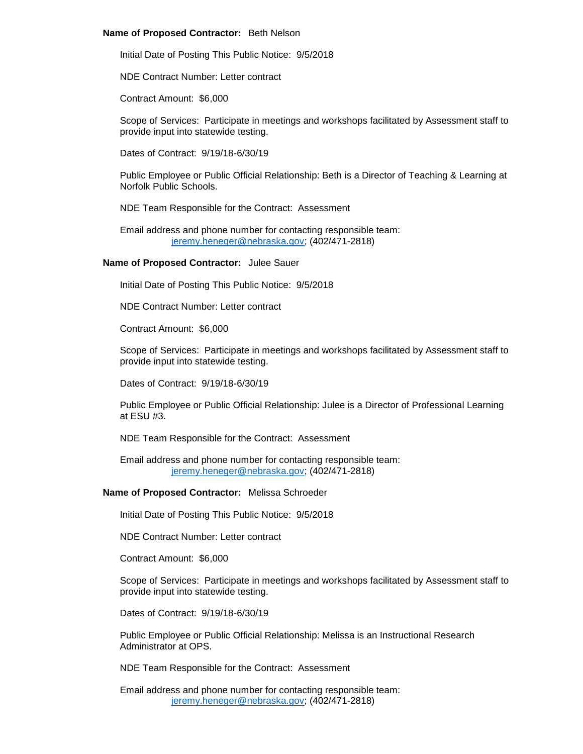**Name of Proposed Contractor:** Beth Nelson

Initial Date of Posting This Public Notice: 9/5/2018

NDE Contract Number: Letter contract

Contract Amount: $6,000

Scope of Services: Participate in meetings and workshops facilitated by Assessment staff to provide input into statewide testing.

Dates of Contract: 9/19/18-6/30/19

Public Employee or Public Official Relationship: Beth is a Director of Teaching & Learning at Norfolk Public Schools.

NDE Team Responsible for the Contract: Assessment

Email address and phone number for contacting responsible team:
jeremy.heneger@nebraska.gov; (402/471-2818)

**Name of Proposed Contractor:** Julee Sauer

Initial Date of Posting This Public Notice: 9/5/2018

NDE Contract Number: Letter contract

Contract Amount: $6,000

Scope of Services: Participate in meetings and workshops facilitated by Assessment staff to provide input into statewide testing.

Dates of Contract: 9/19/18-6/30/19

Public Employee or Public Official Relationship: Julee is a Director of Professional Learning at ESU #3.

NDE Team Responsible for the Contract: Assessment

Email address and phone number for contacting responsible team:
jeremy.heneger@nebraska.gov; (402/471-2818)

**Name of Proposed Contractor:** Melissa Schroeder

Initial Date of Posting This Public Notice: 9/5/2018

NDE Contract Number: Letter contract

Contract Amount: $6,000

Scope of Services: Participate in meetings and workshops facilitated by Assessment staff to provide input into statewide testing.

Dates of Contract: 9/19/18-6/30/19

Public Employee or Public Official Relationship: Melissa is an Instructional Research Administrator at OPS.

NDE Team Responsible for the Contract: Assessment

Email address and phone number for contacting responsible team:
jeremy.heneger@nebraska.gov; (402/471-2818)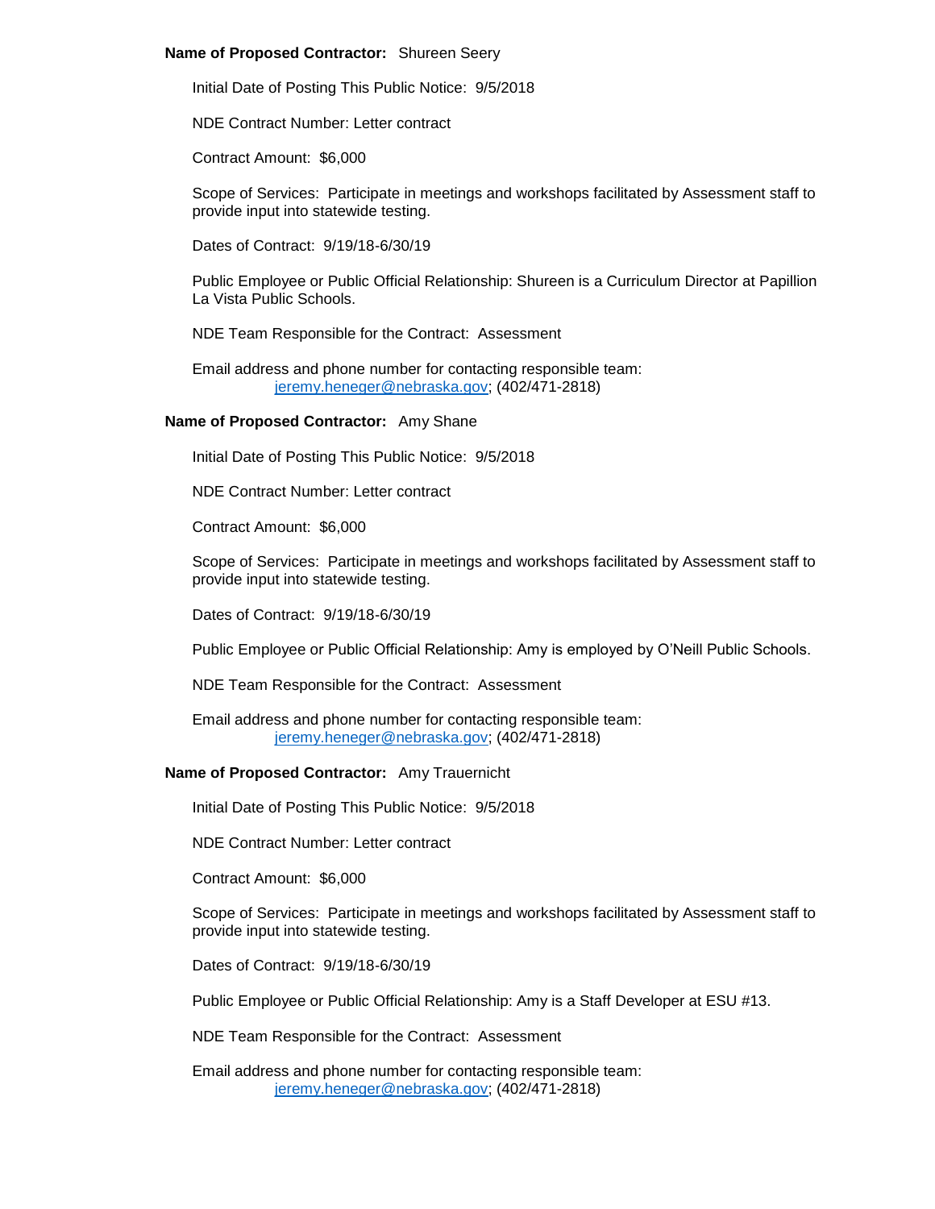**Name of Proposed Contractor:** Shureen Seery

Initial Date of Posting This Public Notice: 9/5/2018

NDE Contract Number: Letter contract

Contract Amount: $6,000

Scope of Services: Participate in meetings and workshops facilitated by Assessment staff to provide input into statewide testing.

Dates of Contract: 9/19/18-6/30/19

Public Employee or Public Official Relationship: Shureen is a Curriculum Director at Papillion La Vista Public Schools.

NDE Team Responsible for the Contract: Assessment

Email address and phone number for contacting responsible team:
jeremy.heneger@nebraska.gov; (402/471-2818)

**Name of Proposed Contractor:** Amy Shane

Initial Date of Posting This Public Notice: 9/5/2018

NDE Contract Number: Letter contract

Contract Amount: $6,000

Scope of Services: Participate in meetings and workshops facilitated by Assessment staff to provide input into statewide testing.

Dates of Contract: 9/19/18-6/30/19

Public Employee or Public Official Relationship: Amy is employed by O'Neill Public Schools.

NDE Team Responsible for the Contract: Assessment

Email address and phone number for contacting responsible team:
jeremy.heneger@nebraska.gov; (402/471-2818)

**Name of Proposed Contractor:** Amy Trauernicht

Initial Date of Posting This Public Notice: 9/5/2018

NDE Contract Number: Letter contract

Contract Amount: $6,000

Scope of Services: Participate in meetings and workshops facilitated by Assessment staff to provide input into statewide testing.

Dates of Contract: 9/19/18-6/30/19

Public Employee or Public Official Relationship: Amy is a Staff Developer at ESU #13.

NDE Team Responsible for the Contract: Assessment

Email address and phone number for contacting responsible team:
jeremy.heneger@nebraska.gov; (402/471-2818)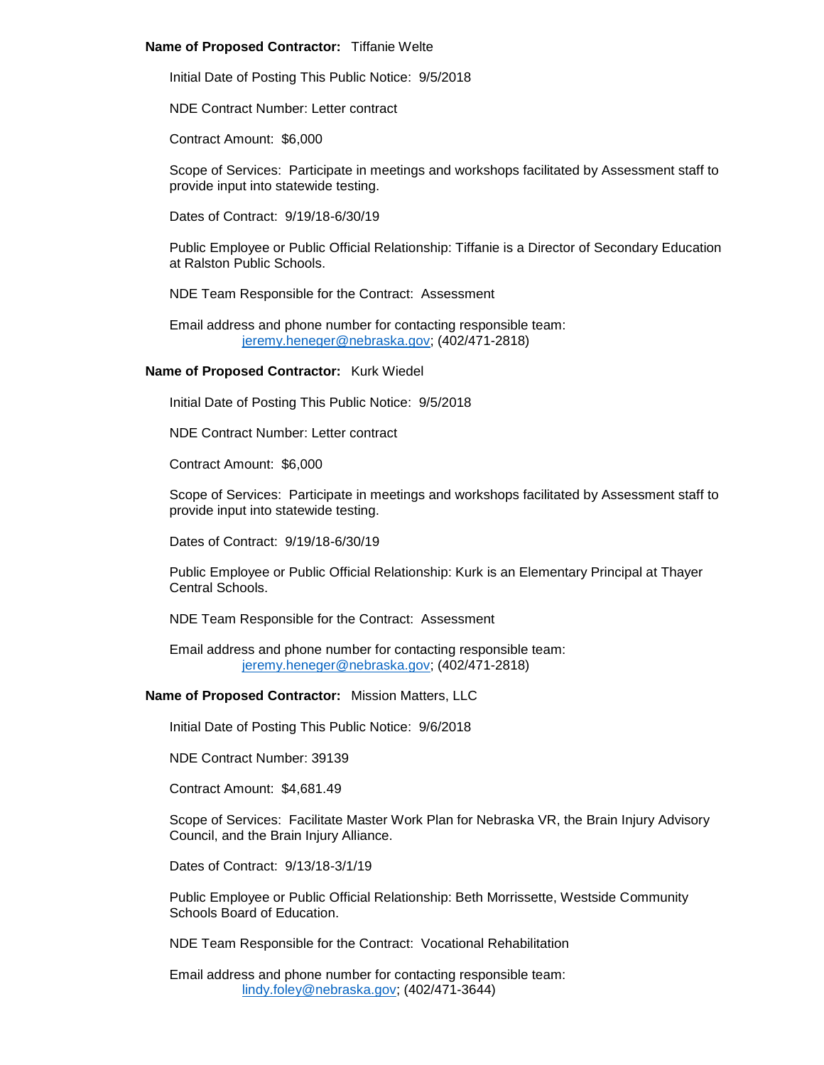**Name of Proposed Contractor:** Tiffanie Welte

Initial Date of Posting This Public Notice: 9/5/2018

NDE Contract Number: Letter contract

Contract Amount: $6,000

Scope of Services: Participate in meetings and workshops facilitated by Assessment staff to provide input into statewide testing.

Dates of Contract: 9/19/18-6/30/19

Public Employee or Public Official Relationship: Tiffanie is a Director of Secondary Education at Ralston Public Schools.

NDE Team Responsible for the Contract: Assessment

Email address and phone number for contacting responsible team:
jeremy.heneger@nebraska.gov; (402/471-2818)

**Name of Proposed Contractor:** Kurk Wiedel

Initial Date of Posting This Public Notice: 9/5/2018

NDE Contract Number: Letter contract

Contract Amount: $6,000

Scope of Services: Participate in meetings and workshops facilitated by Assessment staff to provide input into statewide testing.

Dates of Contract: 9/19/18-6/30/19

Public Employee or Public Official Relationship: Kurk is an Elementary Principal at Thayer Central Schools.

NDE Team Responsible for the Contract: Assessment

Email address and phone number for contacting responsible team:
jeremy.heneger@nebraska.gov; (402/471-2818)

**Name of Proposed Contractor:** Mission Matters, LLC

Initial Date of Posting This Public Notice: 9/6/2018

NDE Contract Number: 39139

Contract Amount: $4,681.49

Scope of Services: Facilitate Master Work Plan for Nebraska VR, the Brain Injury Advisory Council, and the Brain Injury Alliance.

Dates of Contract: 9/13/18-3/1/19

Public Employee or Public Official Relationship: Beth Morrissette, Westside Community Schools Board of Education.

NDE Team Responsible for the Contract: Vocational Rehabilitation

Email address and phone number for contacting responsible team:
lindy.foley@nebraska.gov; (402/471-3644)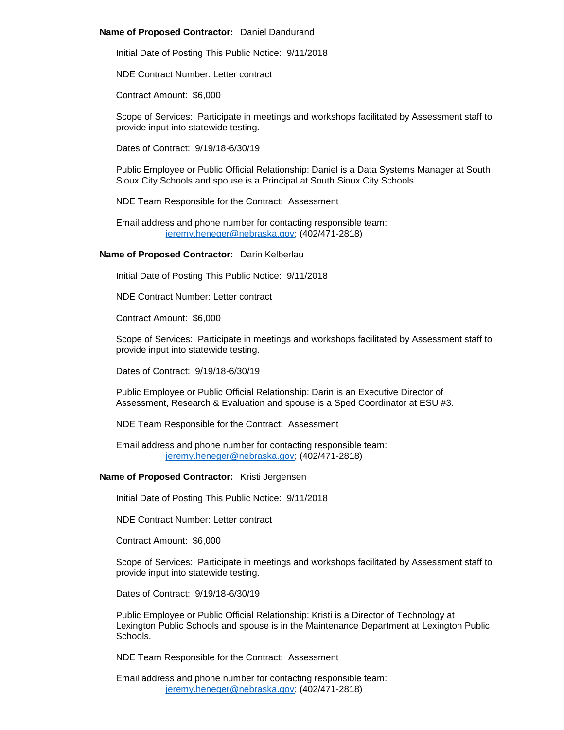**Name of Proposed Contractor:** Daniel Dandurand

Initial Date of Posting This Public Notice: 9/11/2018

NDE Contract Number: Letter contract

Contract Amount: $6,000

Scope of Services: Participate in meetings and workshops facilitated by Assessment staff to provide input into statewide testing.

Dates of Contract: 9/19/18-6/30/19

Public Employee or Public Official Relationship: Daniel is a Data Systems Manager at South Sioux City Schools and spouse is a Principal at South Sioux City Schools.

NDE Team Responsible for the Contract: Assessment

Email address and phone number for contacting responsible team:
jeremy.heneger@nebraska.gov; (402/471-2818)

**Name of Proposed Contractor:** Darin Kelberlau

Initial Date of Posting This Public Notice: 9/11/2018

NDE Contract Number: Letter contract

Contract Amount: $6,000

Scope of Services: Participate in meetings and workshops facilitated by Assessment staff to provide input into statewide testing.

Dates of Contract: 9/19/18-6/30/19

Public Employee or Public Official Relationship: Darin is an Executive Director of Assessment, Research & Evaluation and spouse is a Sped Coordinator at ESU #3.

NDE Team Responsible for the Contract: Assessment

Email address and phone number for contacting responsible team:
jeremy.heneger@nebraska.gov; (402/471-2818)

**Name of Proposed Contractor:** Kristi Jergensen

Initial Date of Posting This Public Notice: 9/11/2018

NDE Contract Number: Letter contract

Contract Amount: $6,000

Scope of Services: Participate in meetings and workshops facilitated by Assessment staff to provide input into statewide testing.

Dates of Contract: 9/19/18-6/30/19

Public Employee or Public Official Relationship: Kristi is a Director of Technology at Lexington Public Schools and spouse is in the Maintenance Department at Lexington Public Schools.

NDE Team Responsible for the Contract: Assessment

Email address and phone number for contacting responsible team:
jeremy.heneger@nebraska.gov; (402/471-2818)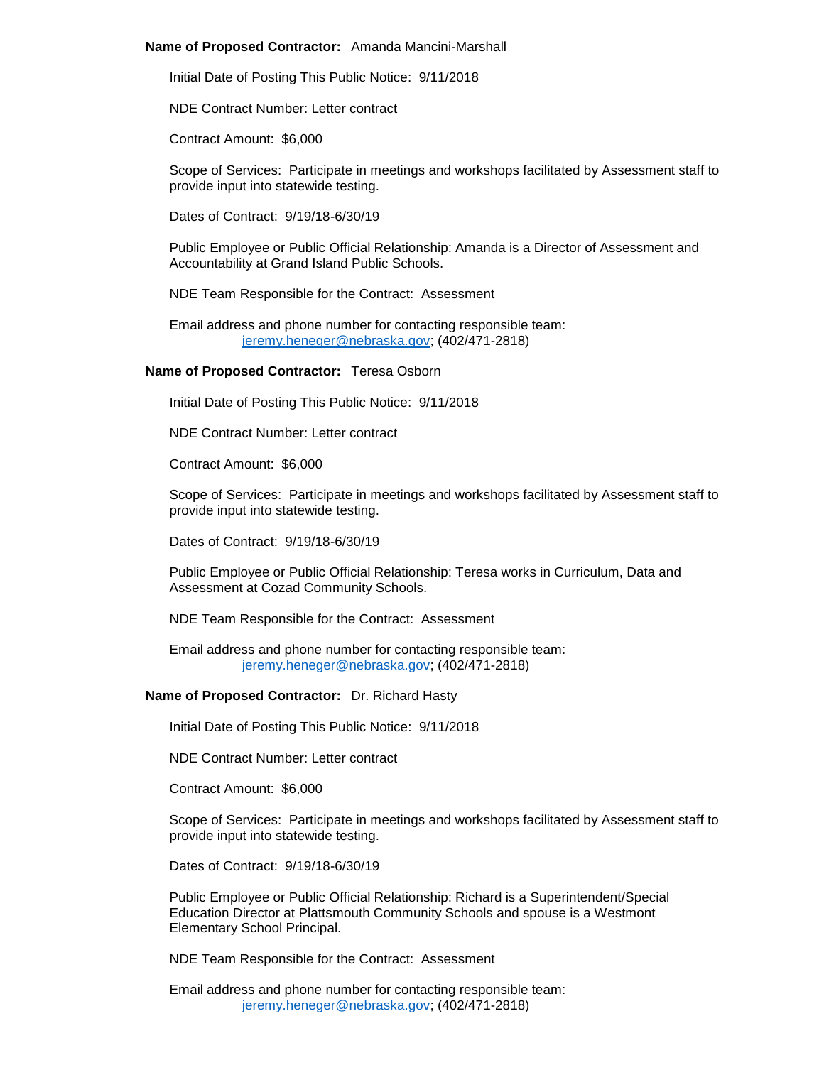**Name of Proposed Contractor:** Amanda Mancini-Marshall

Initial Date of Posting This Public Notice: 9/11/2018

NDE Contract Number: Letter contract

Contract Amount: $6,000

Scope of Services: Participate in meetings and workshops facilitated by Assessment staff to provide input into statewide testing.

Dates of Contract: 9/19/18-6/30/19

Public Employee or Public Official Relationship: Amanda is a Director of Assessment and Accountability at Grand Island Public Schools.

NDE Team Responsible for the Contract: Assessment

Email address and phone number for contacting responsible team:
jeremy.heneger@nebraska.gov; (402/471-2818)

**Name of Proposed Contractor:** Teresa Osborn

Initial Date of Posting This Public Notice: 9/11/2018

NDE Contract Number: Letter contract

Contract Amount: $6,000

Scope of Services: Participate in meetings and workshops facilitated by Assessment staff to provide input into statewide testing.

Dates of Contract: 9/19/18-6/30/19

Public Employee or Public Official Relationship: Teresa works in Curriculum, Data and Assessment at Cozad Community Schools.

NDE Team Responsible for the Contract: Assessment

Email address and phone number for contacting responsible team:
jeremy.heneger@nebraska.gov; (402/471-2818)

**Name of Proposed Contractor:** Dr. Richard Hasty

Initial Date of Posting This Public Notice: 9/11/2018

NDE Contract Number: Letter contract

Contract Amount: $6,000

Scope of Services: Participate in meetings and workshops facilitated by Assessment staff to provide input into statewide testing.

Dates of Contract: 9/19/18-6/30/19

Public Employee or Public Official Relationship: Richard is a Superintendent/Special Education Director at Plattsmouth Community Schools and spouse is a Westmont Elementary School Principal.

NDE Team Responsible for the Contract: Assessment

Email address and phone number for contacting responsible team:
jeremy.heneger@nebraska.gov; (402/471-2818)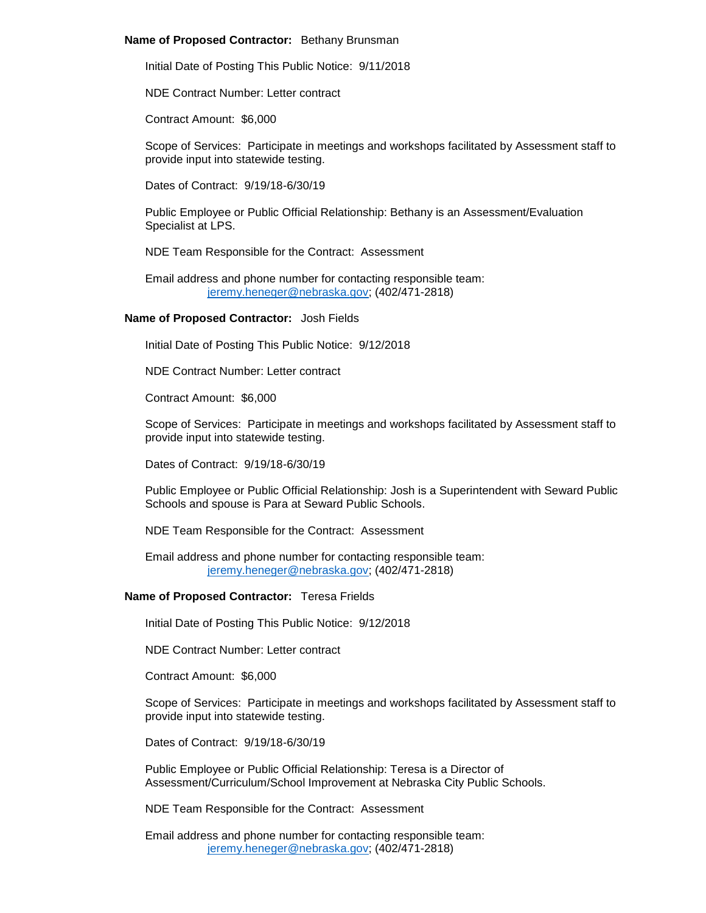**Name of Proposed Contractor:** Bethany Brunsman

Initial Date of Posting This Public Notice: 9/11/2018

NDE Contract Number: Letter contract

Contract Amount: $6,000

Scope of Services: Participate in meetings and workshops facilitated by Assessment staff to provide input into statewide testing.

Dates of Contract: 9/19/18-6/30/19

Public Employee or Public Official Relationship: Bethany is an Assessment/Evaluation Specialist at LPS.

NDE Team Responsible for the Contract: Assessment

Email address and phone number for contacting responsible team:
jeremy.heneger@nebraska.gov; (402/471-2818)

**Name of Proposed Contractor:** Josh Fields

Initial Date of Posting This Public Notice: 9/12/2018

NDE Contract Number: Letter contract

Contract Amount: $6,000

Scope of Services: Participate in meetings and workshops facilitated by Assessment staff to provide input into statewide testing.

Dates of Contract: 9/19/18-6/30/19

Public Employee or Public Official Relationship: Josh is a Superintendent with Seward Public Schools and spouse is Para at Seward Public Schools.

NDE Team Responsible for the Contract: Assessment

Email address and phone number for contacting responsible team:
jeremy.heneger@nebraska.gov; (402/471-2818)

**Name of Proposed Contractor:** Teresa Frields

Initial Date of Posting This Public Notice: 9/12/2018

NDE Contract Number: Letter contract

Contract Amount: $6,000

Scope of Services: Participate in meetings and workshops facilitated by Assessment staff to provide input into statewide testing.

Dates of Contract: 9/19/18-6/30/19

Public Employee or Public Official Relationship: Teresa is a Director of Assessment/Curriculum/School Improvement at Nebraska City Public Schools.

NDE Team Responsible for the Contract: Assessment

Email address and phone number for contacting responsible team:
jeremy.heneger@nebraska.gov; (402/471-2818)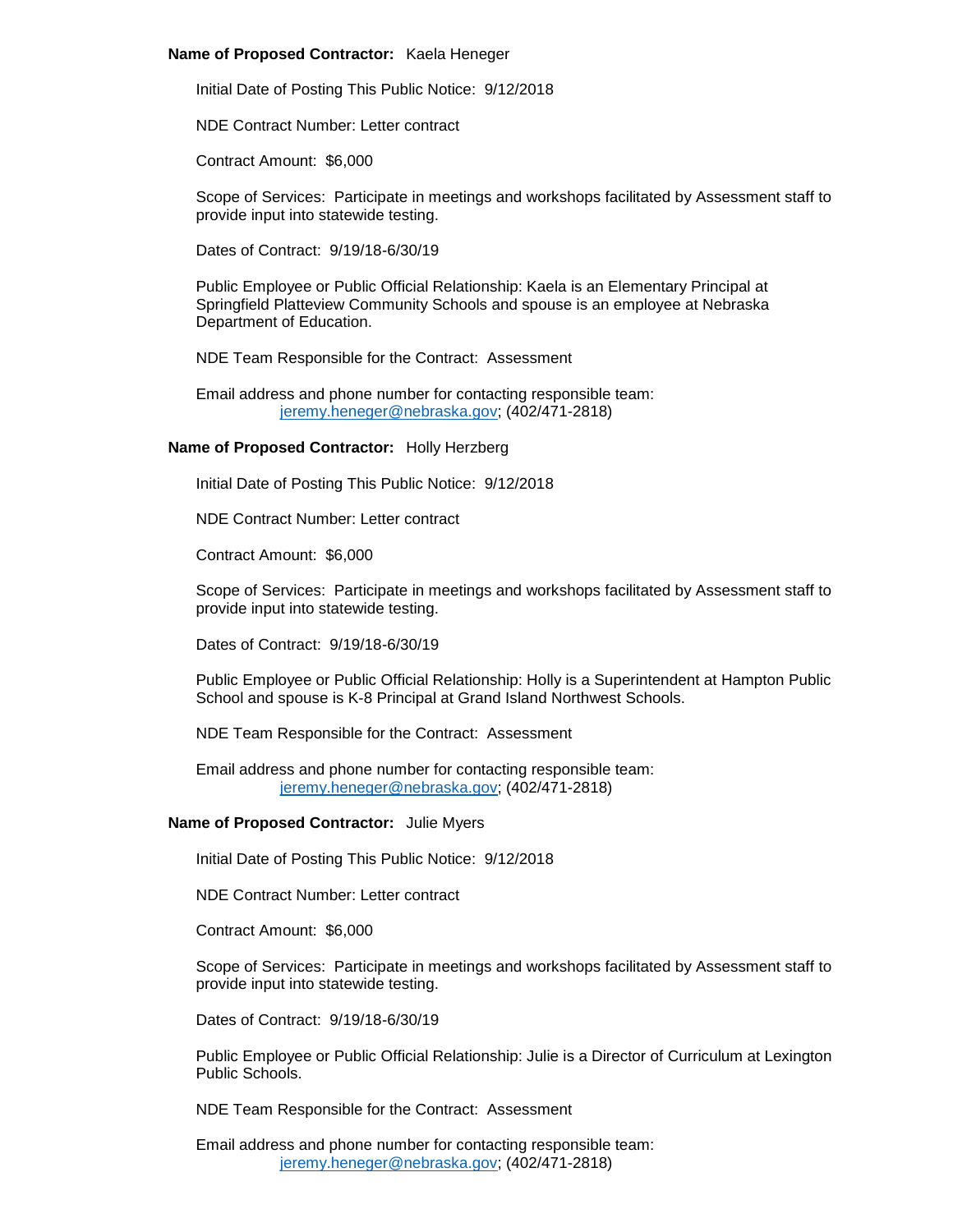**Name of Proposed Contractor:** Kaela Heneger

Initial Date of Posting This Public Notice: 9/12/2018

NDE Contract Number: Letter contract

Contract Amount: $6,000

Scope of Services: Participate in meetings and workshops facilitated by Assessment staff to provide input into statewide testing.

Dates of Contract: 9/19/18-6/30/19

Public Employee or Public Official Relationship: Kaela is an Elementary Principal at Springfield Platteview Community Schools and spouse is an employee at Nebraska Department of Education.

NDE Team Responsible for the Contract: Assessment

Email address and phone number for contacting responsible team:
jeremy.heneger@nebraska.gov; (402/471-2818)

**Name of Proposed Contractor:** Holly Herzberg

Initial Date of Posting This Public Notice: 9/12/2018

NDE Contract Number: Letter contract

Contract Amount: $6,000

Scope of Services: Participate in meetings and workshops facilitated by Assessment staff to provide input into statewide testing.

Dates of Contract: 9/19/18-6/30/19

Public Employee or Public Official Relationship: Holly is a Superintendent at Hampton Public School and spouse is K-8 Principal at Grand Island Northwest Schools.

NDE Team Responsible for the Contract: Assessment

Email address and phone number for contacting responsible team:
jeremy.heneger@nebraska.gov; (402/471-2818)

**Name of Proposed Contractor:** Julie Myers

Initial Date of Posting This Public Notice: 9/12/2018

NDE Contract Number: Letter contract

Contract Amount: $6,000

Scope of Services: Participate in meetings and workshops facilitated by Assessment staff to provide input into statewide testing.

Dates of Contract: 9/19/18-6/30/19

Public Employee or Public Official Relationship: Julie is a Director of Curriculum at Lexington Public Schools.

NDE Team Responsible for the Contract: Assessment

Email address and phone number for contacting responsible team:
jeremy.heneger@nebraska.gov; (402/471-2818)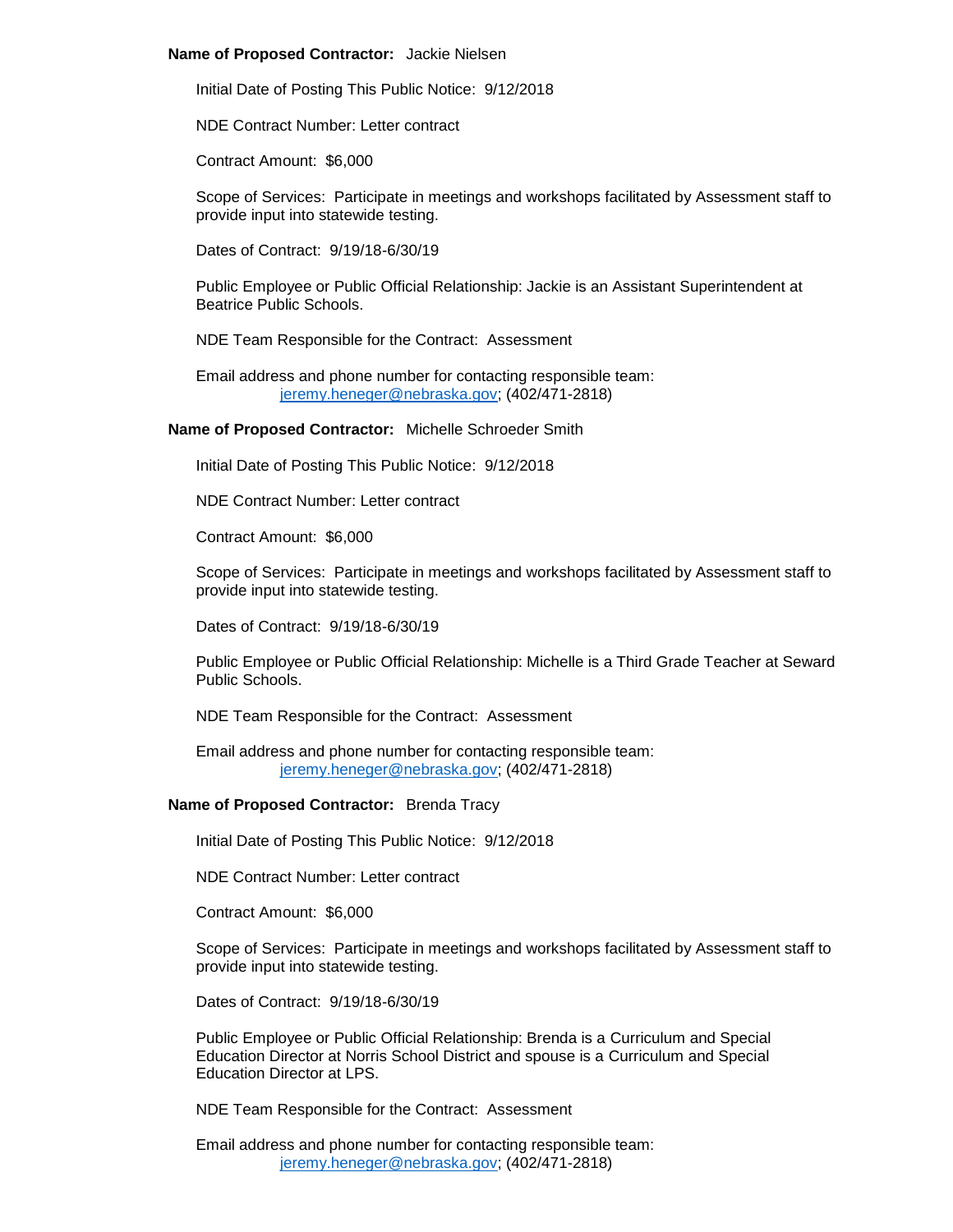**Name of Proposed Contractor:** Jackie Nielsen

Initial Date of Posting This Public Notice: 9/12/2018

NDE Contract Number: Letter contract

Contract Amount: $6,000

Scope of Services: Participate in meetings and workshops facilitated by Assessment staff to provide input into statewide testing.

Dates of Contract: 9/19/18-6/30/19

Public Employee or Public Official Relationship: Jackie is an Assistant Superintendent at Beatrice Public Schools.

NDE Team Responsible for the Contract: Assessment

Email address and phone number for contacting responsible team:
jeremy.heneger@nebraska.gov; (402/471-2818)

**Name of Proposed Contractor:** Michelle Schroeder Smith

Initial Date of Posting This Public Notice: 9/12/2018

NDE Contract Number: Letter contract

Contract Amount: $6,000

Scope of Services: Participate in meetings and workshops facilitated by Assessment staff to provide input into statewide testing.

Dates of Contract: 9/19/18-6/30/19

Public Employee or Public Official Relationship: Michelle is a Third Grade Teacher at Seward Public Schools.

NDE Team Responsible for the Contract: Assessment

Email address and phone number for contacting responsible team:
jeremy.heneger@nebraska.gov; (402/471-2818)

**Name of Proposed Contractor:** Brenda Tracy

Initial Date of Posting This Public Notice: 9/12/2018

NDE Contract Number: Letter contract

Contract Amount: $6,000

Scope of Services: Participate in meetings and workshops facilitated by Assessment staff to provide input into statewide testing.

Dates of Contract: 9/19/18-6/30/19

Public Employee or Public Official Relationship: Brenda is a Curriculum and Special Education Director at Norris School District and spouse is a Curriculum and Special Education Director at LPS.

NDE Team Responsible for the Contract: Assessment

Email address and phone number for contacting responsible team:
jeremy.heneger@nebraska.gov; (402/471-2818)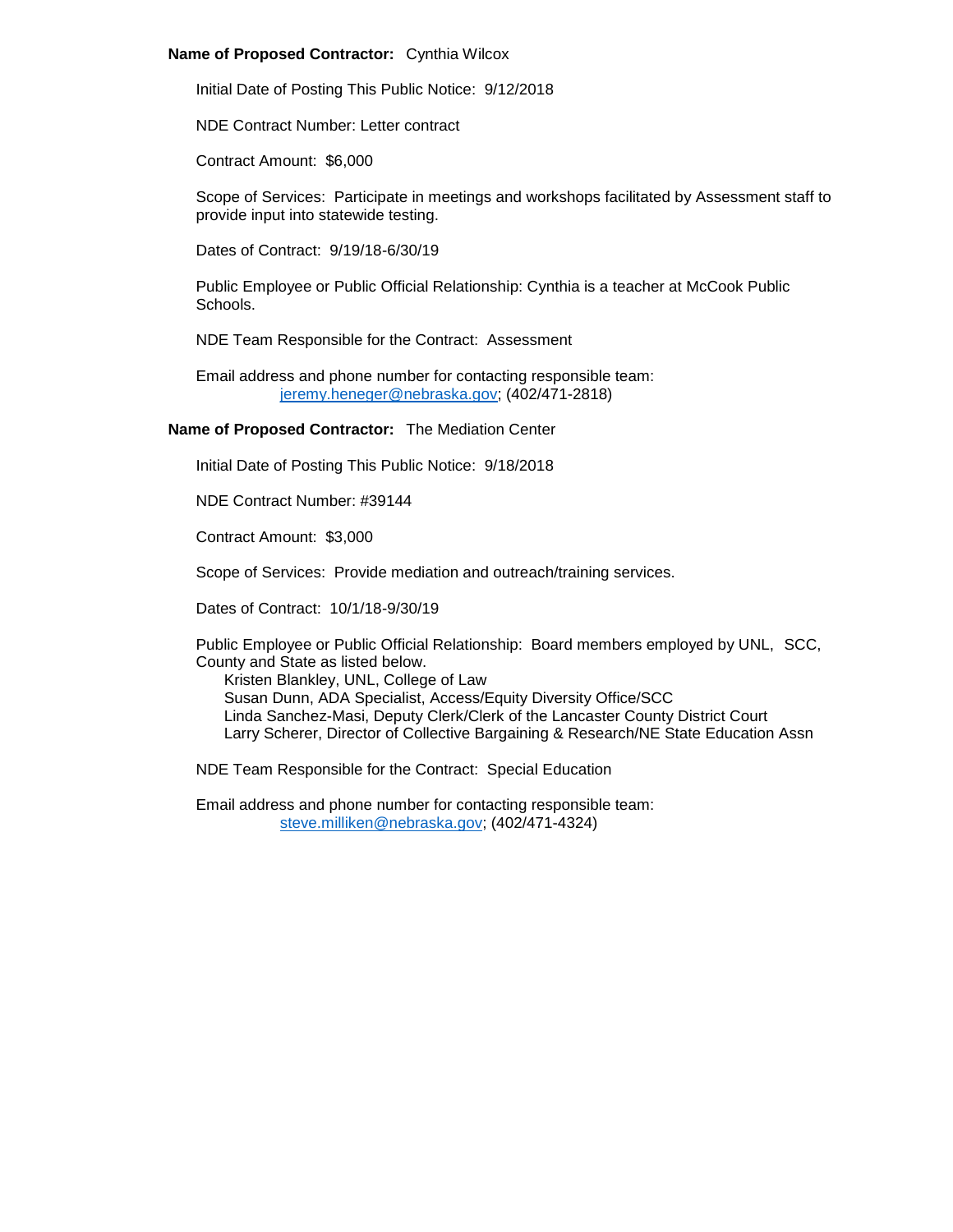**Name of Proposed Contractor:** Cynthia Wilcox

Initial Date of Posting This Public Notice: 9/12/2018

NDE Contract Number: Letter contract

Contract Amount: $6,000

Scope of Services: Participate in meetings and workshops facilitated by Assessment staff to provide input into statewide testing.

Dates of Contract: 9/19/18-6/30/19

Public Employee or Public Official Relationship: Cynthia is a teacher at McCook Public Schools.

NDE Team Responsible for the Contract: Assessment

Email address and phone number for contacting responsible team:
jeremy.heneger@nebraska.gov; (402/471-2818)

**Name of Proposed Contractor:** The Mediation Center

Initial Date of Posting This Public Notice: 9/18/2018

NDE Contract Number: #39144

Contract Amount: $3,000

Scope of Services: Provide mediation and outreach/training services.

Dates of Contract: 10/1/18-9/30/19

Public Employee or Public Official Relationship: Board members employed by UNL, SCC, County and State as listed below.
Kristen Blankley, UNL, College of Law
Susan Dunn, ADA Specialist, Access/Equity Diversity Office/SCC
Linda Sanchez-Masi, Deputy Clerk/Clerk of the Lancaster County District Court
Larry Scherer, Director of Collective Bargaining & Research/NE State Education Assn

NDE Team Responsible for the Contract: Special Education

Email address and phone number for contacting responsible team:
steve.milliken@nebraska.gov; (402/471-4324)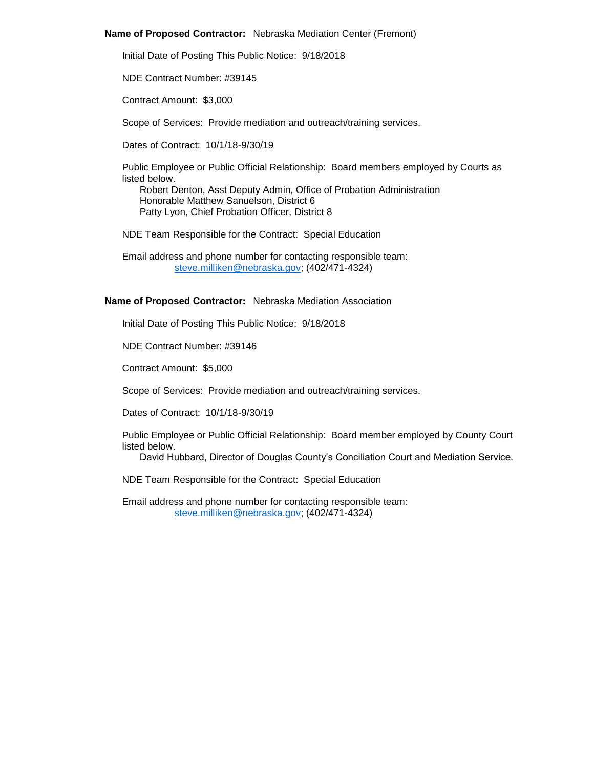**Name of Proposed Contractor:** Nebraska Mediation Center (Fremont)

Initial Date of Posting This Public Notice: 9/18/2018

NDE Contract Number: #39145

Contract Amount: $3,000

Scope of Services: Provide mediation and outreach/training services.

Dates of Contract: 10/1/18-9/30/19

Public Employee or Public Official Relationship: Board members employed by Courts as listed below.

Robert Denton, Asst Deputy Admin, Office of Probation Administration
Honorable Matthew Sanuelson, District 6
Patty Lyon, Chief Probation Officer, District 8

NDE Team Responsible for the Contract: Special Education

Email address and phone number for contacting responsible team:
steve.milliken@nebraska.gov; (402/471-4324)

**Name of Proposed Contractor:** Nebraska Mediation Association

Initial Date of Posting This Public Notice: 9/18/2018

NDE Contract Number: #39146

Contract Amount: $5,000

Scope of Services: Provide mediation and outreach/training services.

Dates of Contract: 10/1/18-9/30/19

Public Employee or Public Official Relationship: Board member employed by County Court listed below.

David Hubbard, Director of Douglas County's Conciliation Court and Mediation Service.

NDE Team Responsible for the Contract: Special Education

Email address and phone number for contacting responsible team:
steve.milliken@nebraska.gov; (402/471-4324)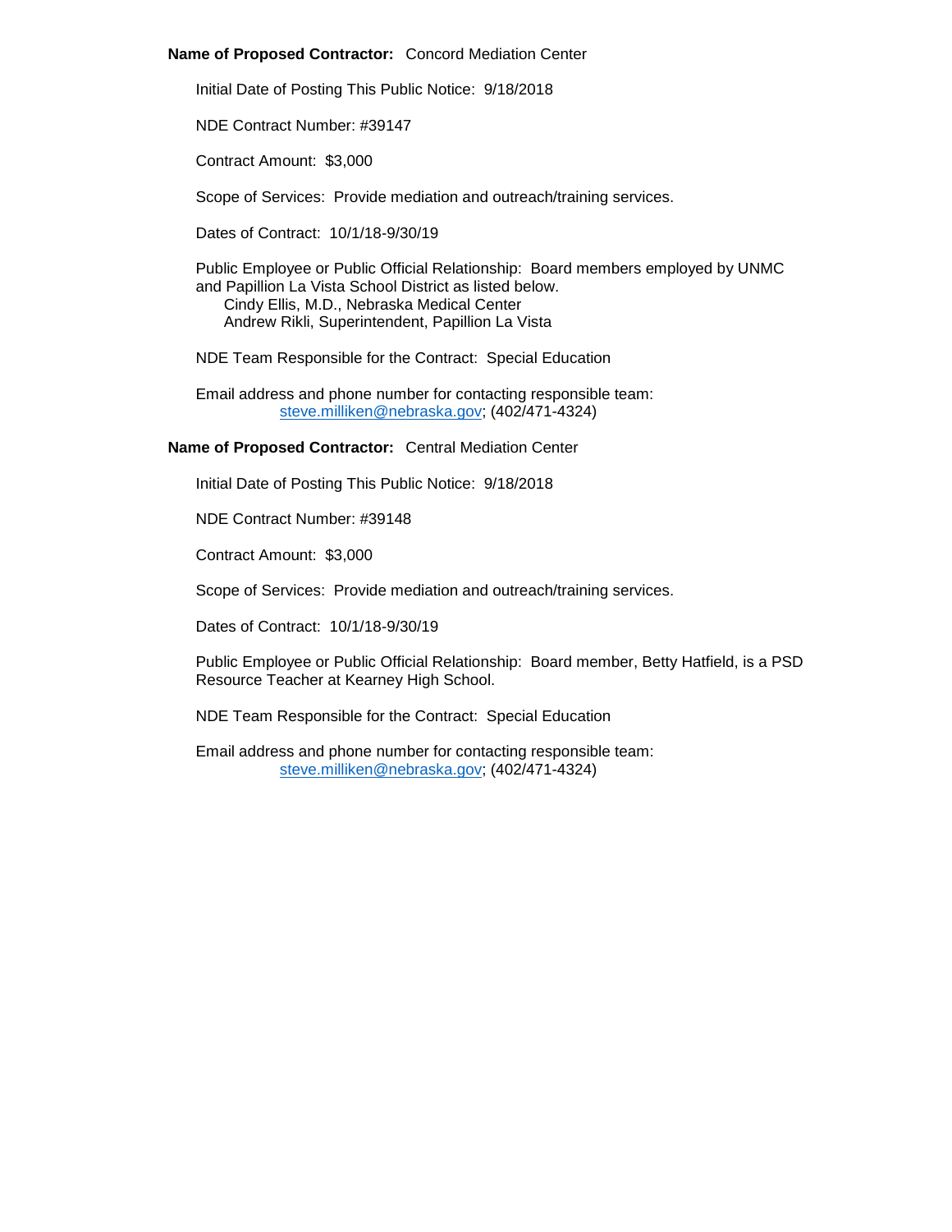**Name of Proposed Contractor:** Concord Mediation Center

Initial Date of Posting This Public Notice: 9/18/2018

NDE Contract Number: #39147

Contract Amount: $3,000

Scope of Services: Provide mediation and outreach/training services.

Dates of Contract: 10/1/18-9/30/19

Public Employee or Public Official Relationship: Board members employed by UNMC and Papillion La Vista School District as listed below.
Cindy Ellis, M.D., Nebraska Medical Center
Andrew Rikli, Superintendent, Papillion La Vista

NDE Team Responsible for the Contract: Special Education

Email address and phone number for contacting responsible team:
steve.milliken@nebraska.gov; (402/471-4324)

**Name of Proposed Contractor:** Central Mediation Center

Initial Date of Posting This Public Notice: 9/18/2018

NDE Contract Number: #39148

Contract Amount: $3,000

Scope of Services: Provide mediation and outreach/training services.

Dates of Contract: 10/1/18-9/30/19

Public Employee or Public Official Relationship: Board member, Betty Hatfield, is a PSD Resource Teacher at Kearney High School.

NDE Team Responsible for the Contract: Special Education

Email address and phone number for contacting responsible team:
steve.milliken@nebraska.gov; (402/471-4324)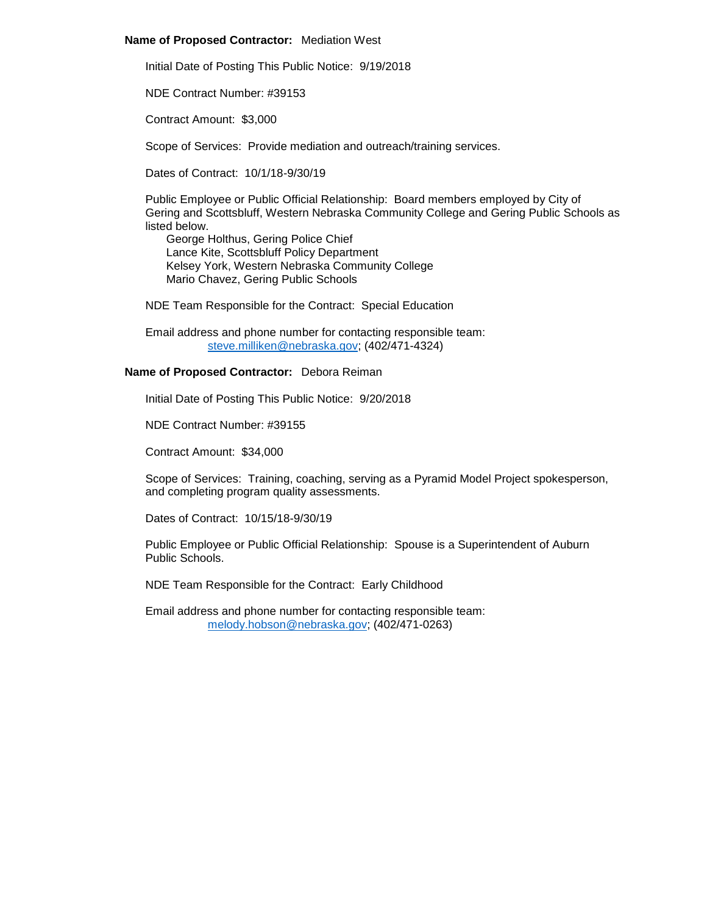**Name of Proposed Contractor:** Mediation West

Initial Date of Posting This Public Notice: 9/19/2018

NDE Contract Number: #39153

Contract Amount: $3,000

Scope of Services: Provide mediation and outreach/training services.

Dates of Contract: 10/1/18-9/30/19

Public Employee or Public Official Relationship: Board members employed by City of Gering and Scottsbluff, Western Nebraska Community College and Gering Public Schools as listed below.

George Holthus, Gering Police Chief
Lance Kite, Scottsbluff Policy Department
Kelsey York, Western Nebraska Community College
Mario Chavez, Gering Public Schools

NDE Team Responsible for the Contract: Special Education

Email address and phone number for contacting responsible team:
steve.milliken@nebraska.gov; (402/471-4324)

**Name of Proposed Contractor:** Debora Reiman

Initial Date of Posting This Public Notice: 9/20/2018

NDE Contract Number: #39155

Contract Amount: $34,000

Scope of Services: Training, coaching, serving as a Pyramid Model Project spokesperson, and completing program quality assessments.

Dates of Contract: 10/15/18-9/30/19

Public Employee or Public Official Relationship: Spouse is a Superintendent of Auburn Public Schools.

NDE Team Responsible for the Contract: Early Childhood

Email address and phone number for contacting responsible team:
melody.hobson@nebraska.gov; (402/471-0263)